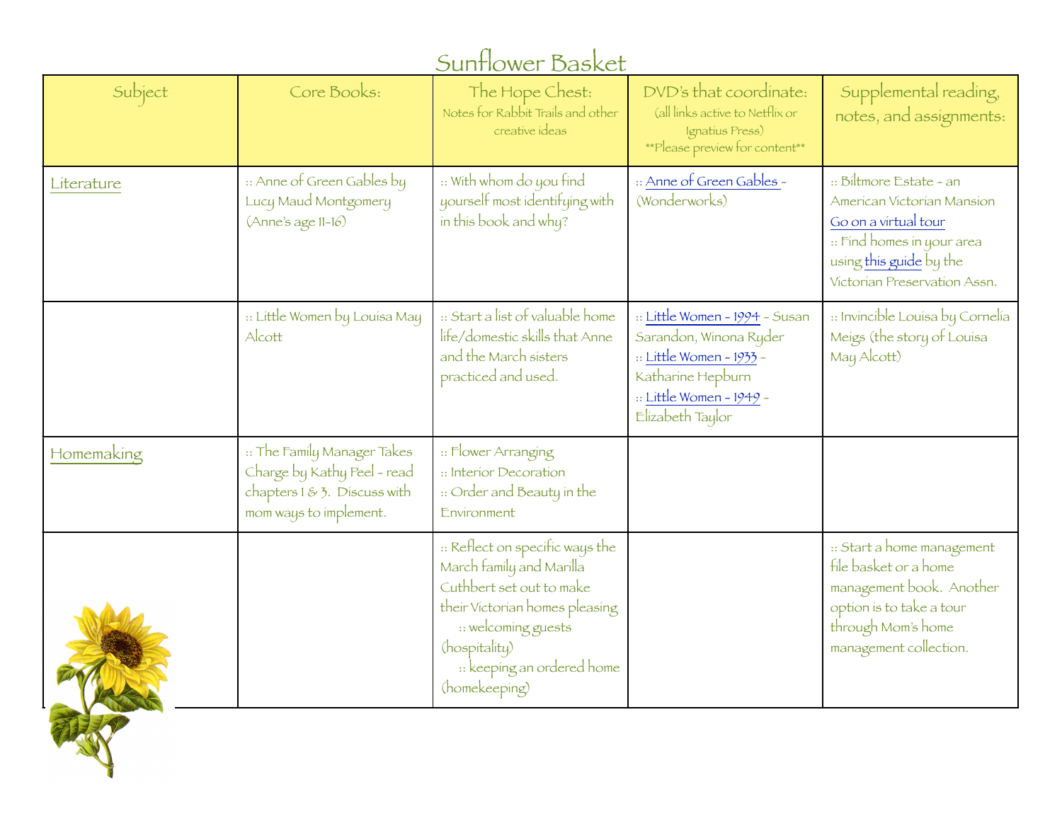# Sunflower Basket

| Subject | Core Books: | The Hope Chest: Notes for Rabbit Trails and other creative ideas | DVD's that coordinate: (all links active to Netflix or Ignatius Press) **Please preview for content** | Supplemental reading, notes, and assignments: |
|---|---|---|---|---|
| Literature | :: Anne of Green Gables by Lucy Maud Montgomery (Anne's age 11-16) | :: With whom do you find yourself most identifying with in this book and why? | :: Anne of Green Gables - (Wonderworks) | :: Biltmore Estate - an American Victorian Mansion Go on a virtual tour :: Find homes in your area using this guide by the Victorian Preservation Assn. |
| | :: Little Women by Louisa May Alcott | :: Start a list of valuable home life/domestic skills that Anne and the March sisters practiced and used. | :: Little Women - 1994 - Susan Sarandon, Winona Ryder :: Little Women - 1933 - Katharine Hepburn :: Little Women - 1949 - Elizabeth Taylor | :: Invincible Louisa by Cornelia Meigs (the story of Louisa May Alcott) |
| Homemaking | :: The Family Manager Takes Charge by Kathy Peel - read chapters 1 & 3. Discuss with mom ways to implement. | :: Flower Arranging :: Interior Decoration :: Order and Beauty in the Environment | | |
| | | :: Reflect on specific ways the March family and Marilla Cuthbert set out to make their Victorian homes pleasing :: welcoming guests (hospitality) :: keeping an ordered home (homekeeping) | | :: Start a home management file basket or a home management book. Another option is to take a tour through Mom's home management collection. |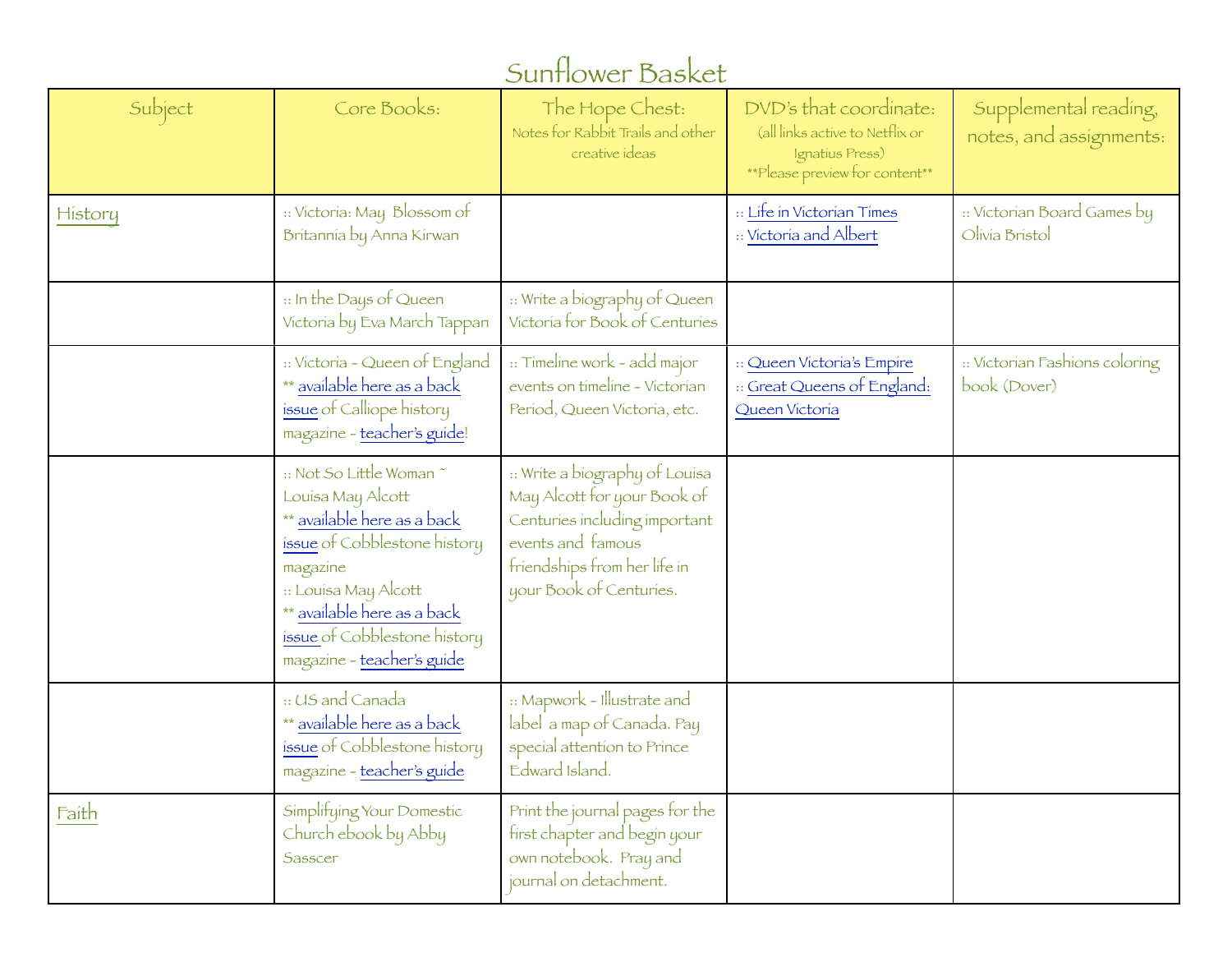# Sunflower Basket

| Subject | Core Books: | The Hope Chest: Notes for Rabbit Trails and other creative ideas | DVD's that coordinate: (all links active to Netflix or Ignatius Press) **Please preview for content** | Supplemental reading, notes, and assignments: |
|---|---|---|---|---|
| History | :: Victoria: May Blossom of Britannia by Anna Kirwan | | :: Life in Victorian Times<br>:: Victoria and Albert | :: Victorian Board Games by Olivia Bristol |
| | :: In the Days of Queen Victoria by Eva March Tappan | :: Write a biography of Queen Victoria for Book of Centuries | | |
| | :: Victoria - Queen of England ** available here as a back issue of Calliope history magazine - teacher's guide! | :: Timeline work - add major events on timeline - Victorian Period, Queen Victoria, etc. | :: Queen Victoria's Empire<br>:: Great Queens of England: Queen Victoria | :: Victorian Fashions coloring book (Dover) |
| | :: Not So Little Woman ~ Louisa May Alcott ** available here as a back issue of Cobblestone history magazine<br>:: Louisa May Alcott ** available here as a back issue of Cobblestone history magazine - teacher's guide | :: Write a biography of Louisa May Alcott for your Book of Centuries including important events and famous friendships from her life in your Book of Centuries. | | |
| | :: US and Canada ** available here as a back issue of Cobblestone history magazine - teacher's guide | :: Mapwork - Illustrate and label a map of Canada. Pay special attention to Prince Edward Island. | | |
| Faith | Simplifying Your Domestic Church ebook by Abby Sasscer | Print the journal pages for the first chapter and begin your own notebook. Pray and journal on detachment. | | |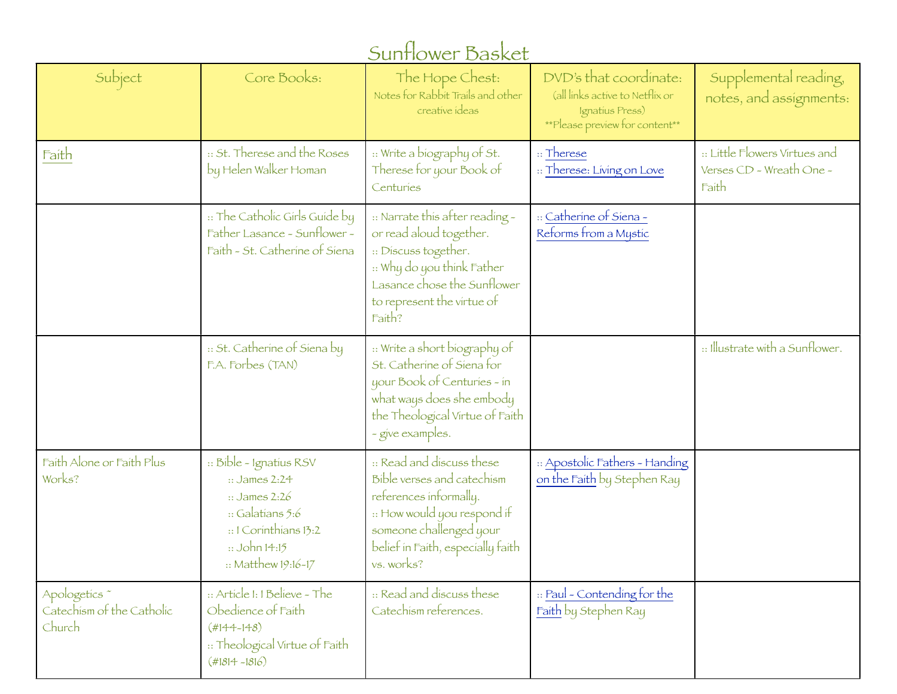# Sunflower Basket

| Subject | Core Books: | The Hope Chest: Notes for Rabbit Trails and other creative ideas | DVD's that coordinate: (all links active to Netflix or Ignatius Press) **Please preview for content** | Supplemental reading, notes, and assignments: |
|---|---|---|---|---|
| Faith | :: St. Therese and the Roses by Helen Walker Homan | :: Write a biography of St. Therese for your Book of Centuries | :: Therese<br>:: Therese: Living on Love | :: Little Flowers Virtues and Verses CD - Wreath One - Faith |
| | :: The Catholic Girls Guide by Father Lasance - Sunflower - Faith - St. Catherine of Siena | :: Narrate this after reading - or read aloud together.<br>:: Discuss together.<br>:: Why do you think Father Lasance chose the Sunflower to represent the virtue of Faith? | :: Catherine of Siena - Reforms from a Mystic | |
| | :: St. Catherine of Siena by F.A. Forbes (TAN) | :: Write a short biography of St. Catherine of Siena for your Book of Centuries - in what ways does she embody the Theological Virtue of Faith - give examples. | | :: Illustrate with a Sunflower. |
| Faith Alone or Faith Plus Works? | :: Bible - Ignatius RSV<br>:: James 2:24<br>:: James 2:26<br>:: Galatians 5:6<br>:: I Corinthians 13:2<br>:: John 14:15<br>:: Matthew 19:16-17 | :: Read and discuss these Bible verses and catechism references informally.<br>:: How would you respond if someone challenged your belief in Faith, especially faith vs. works? | :: Apostolic Fathers - Handing on the Faith by Stephen Ray | |
| Apologetics ~ Catechism of the Catholic Church | :: Article 1: I Believe - The Obedience of Faith (#144-148)<br>:: Theological Virtue of Faith (#1814 -1816) | :: Read and discuss these Catechism references. | :: Paul - Contending for the Faith by Stephen Ray | |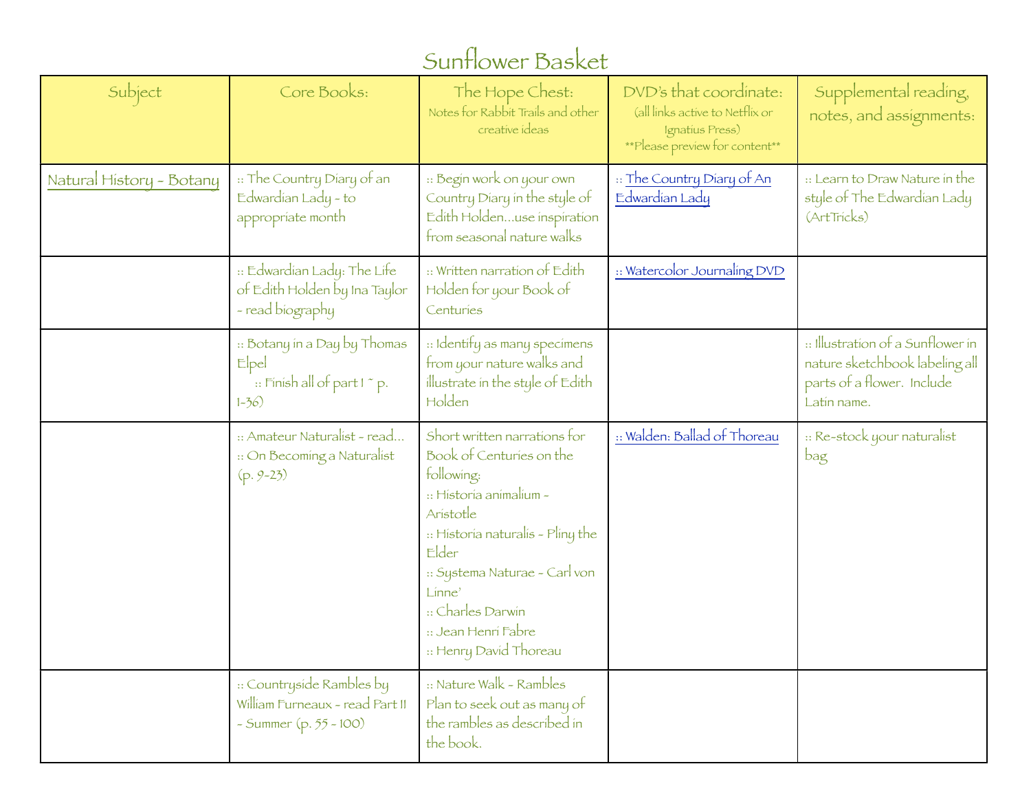# Sunflower Basket

| Subject | Core Books: | The Hope Chest: Notes for Rabbit Trails and other creative ideas | DVD's that coordinate: (all links active to Netflix or Ignatius Press) **Please preview for content** | Supplemental reading, notes, and assignments: |
| --- | --- | --- | --- | --- |
| Natural History - Botany | :: The Country Diary of an Edwardian Lady - to appropriate month | :: Begin work on your own Country Diary in the style of Edith Holden…use inspiration from seasonal nature walks | :: The Country Diary of An Edwardian Lady | :: Learn to Draw Nature in the style of The Edwardian Lady (ArtTricks) |
| | :: Edwardian Lady: The Life of Edith Holden by Ina Taylor - read biography | :: Written narration of Edith Holden for your Book of Centuries | :: Watercolor Journaling DVD | |
| | :: Botany in a Day by Thomas Elpel<br>:: Finish all of part I ~ p. 1-36) | :: Identify as many specimens from your nature walks and illustrate in the style of Edith Holden | | :: Illustration of a Sunflower in nature sketchbook labeling all parts of a flower. Include Latin name. |
| | :: Amateur Naturalist - read…<br>:: On Becoming a Naturalist (p. 9-23) | Short written narrations for Book of Centuries on the following:<br>:: Historia animalium - Aristotle<br>:: Historia naturalis - Pliny the Elder<br>:: Systema Naturae - Carl von Linne'<br>:: Charles Darwin<br>:: Jean Henri Fabre<br>:: Henry David Thoreau | :: Walden: Ballad of Thoreau | :: Re-stock your naturalist bag |
| | :: Countryside Rambles by William Furneaux - read Part II - Summer (p. 55 - 100) | :: Nature Walk - Rambles Plan to seek out as many of the rambles as described in the book. | | |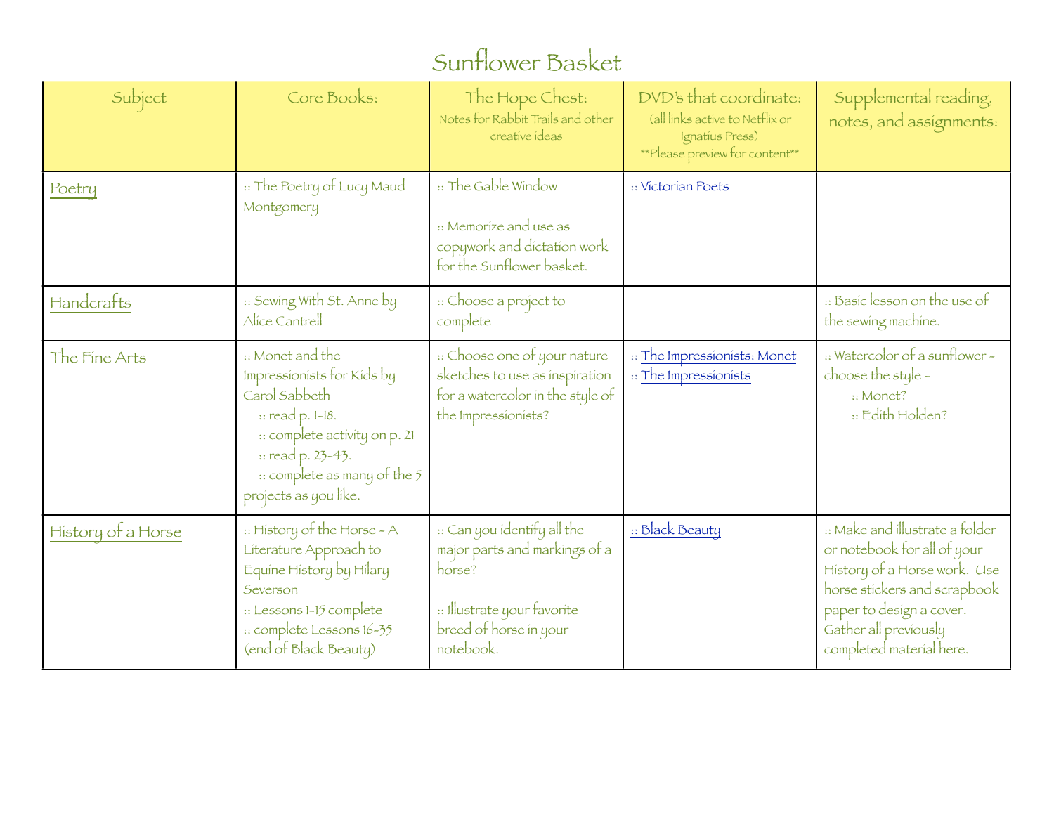# Sunflower Basket

| Subject | Core Books: | The Hope Chest: Notes for Rabbit Trails and other creative ideas | DVD's that coordinate: (all links active to Netflix or Ignatius Press) **Please preview for content** | Supplemental reading, notes, and assignments: |
|---|---|---|---|---|
| Poetry | :: The Poetry of Lucy Maud Montgomery | :: The Gable Window<br><br>:: Memorize and use as copywork and dictation work for the Sunflower basket. | :: Victorian Poets | |
| Handcrafts | :: Sewing With St. Anne by Alice Cantrell | :: Choose a project to complete | | :: Basic lesson on the use of the sewing machine. |
| The Fine Arts | :: Monet and the Impressionists for Kids by Carol Sabbeth<br>:: read p. 1-18.<br>:: complete activity on p. 21<br>:: read p. 23-43.<br>:: complete as many of the 5 projects as you like. | :: Choose one of your nature sketches to use as inspiration for a watercolor in the style of the Impressionists? | :: The Impressionists: Monet<br>:: The Impressionists | :: Watercolor of a sunflower - choose the style -<br>:: Monet?<br>:: Edith Holden? |
| History of a Horse | :: History of the Horse - A Literature Approach to Equine History by Hilary Severson<br>:: Lessons 1-15 complete<br>:: complete Lessons 16-35 (end of Black Beauty) | :: Can you identify all the major parts and markings of a horse?<br><br>:: Illustrate your favorite breed of horse in your notebook. | :: Black Beauty | :: Make and illustrate a folder or notebook for all of your History of a Horse work. Use horse stickers and scrapbook paper to design a cover. Gather all previously completed material here. |